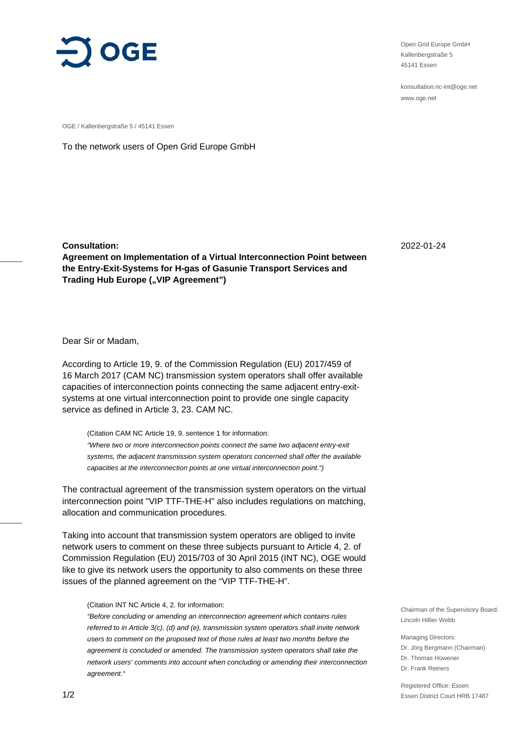Open Grid Europe GmbH
Kallenbergstraße 5
45141 Essen

konsultation.nc-int@oge.net
www.oge.net

OGE / Kallenbergstraße 5 / 45141 Essen

To the network users of Open Grid Europe GmbH

2022-01-24

**Consultation:**
**Agreement on Implementation of a Virtual Interconnection Point between the Entry-Exit-Systems for H-gas of Gasunie Transport Services and Trading Hub Europe („VIP Agreement")**

Dear Sir or Madam,

According to Article 19, 9. of the Commission Regulation (EU) 2017/459 of 16 March 2017 (CAM NC) transmission system operators shall offer available capacities of interconnection points connecting the same adjacent entry-exit-systems at one virtual interconnection point to provide one single capacity service as defined in Article 3, 23. CAM NC.

> (Citation CAM NC Article 19, 9. sentence 1 for information:
> *"Where two or more interconnection points connect the same two adjacent entry-exit systems, the adjacent transmission system operators concerned shall offer the available capacities at the interconnection points at one virtual interconnection point.")*

The contractual agreement of the transmission system operators on the virtual interconnection point "VIP TTF-THE-H" also includes regulations on matching, allocation and communication procedures.

Taking into account that transmission system operators are obliged to invite network users to comment on these three subjects pursuant to Article 4, 2. of Commission Regulation (EU) 2015/703 of 30 April 2015 (INT NC), OGE would like to give its network users the opportunity to also comments on these three issues of the planned agreement on the "VIP TTF-THE-H".

> (Citation INT NC Article 4, 2. for information:
> *"Before concluding or amending an interconnection agreement which contains rules referred to in Article 3(c), (d) and (e), transmission system operators shall invite network users to comment on the proposed text of those rules at least two months before the agreement is concluded or amended. The transmission system operators shall take the network users' comments into account when concluding or amending their interconnection agreement."*

Chairman of the Supervisory Board:
Lincoln Hillier Webb

Managing Directors:
Dr. Jörg Bergmann (Chairman)
Dr. Thomas Hüwener
Dr. Frank Reiners

Registered Office: Essen
Essen District Court HRB 17487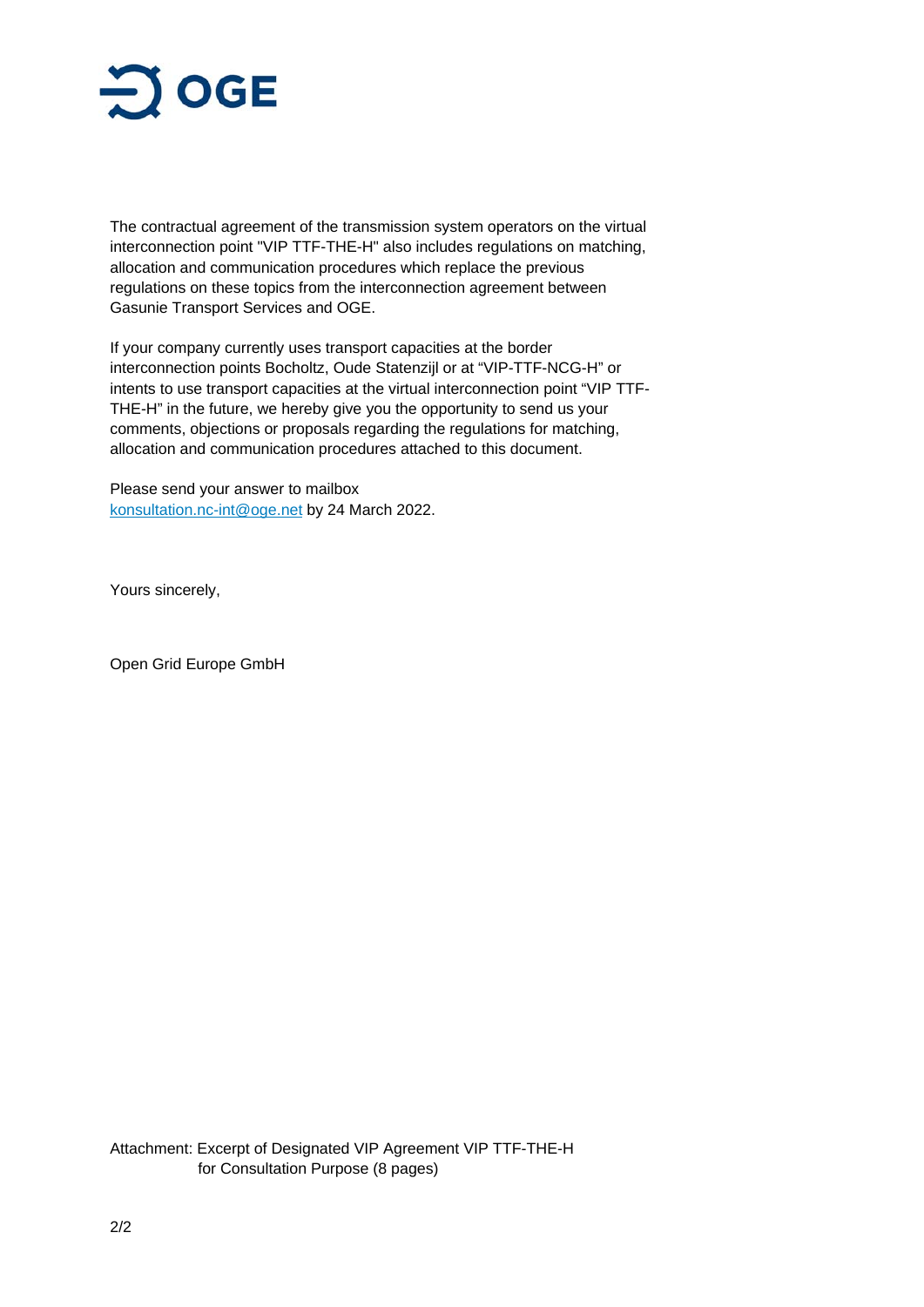The contractual agreement of the transmission system operators on the virtual interconnection point "VIP TTF-THE-H" also includes regulations on matching, allocation and communication procedures which replace the previous regulations on these topics from the interconnection agreement between Gasunie Transport Services and OGE.

If your company currently uses transport capacities at the border interconnection points Bocholtz, Oude Statenzijl or at "VIP-TTF-NCG-H" or intents to use transport capacities at the virtual interconnection point "VIP TTF-THE-H" in the future, we hereby give you the opportunity to send us your comments, objections or proposals regarding the regulations for matching, allocation and communication procedures attached to this document.

Please send your answer to mailbox [konsultation.nc-int@oge.net](mailto:konsultation.nc-int@oge.net) by 24 March 2022.

Yours sincerely,

Open Grid Europe GmbH

Attachment: Excerpt of Designated VIP Agreement VIP TTF-THE-H for Consultation Purpose (8 pages)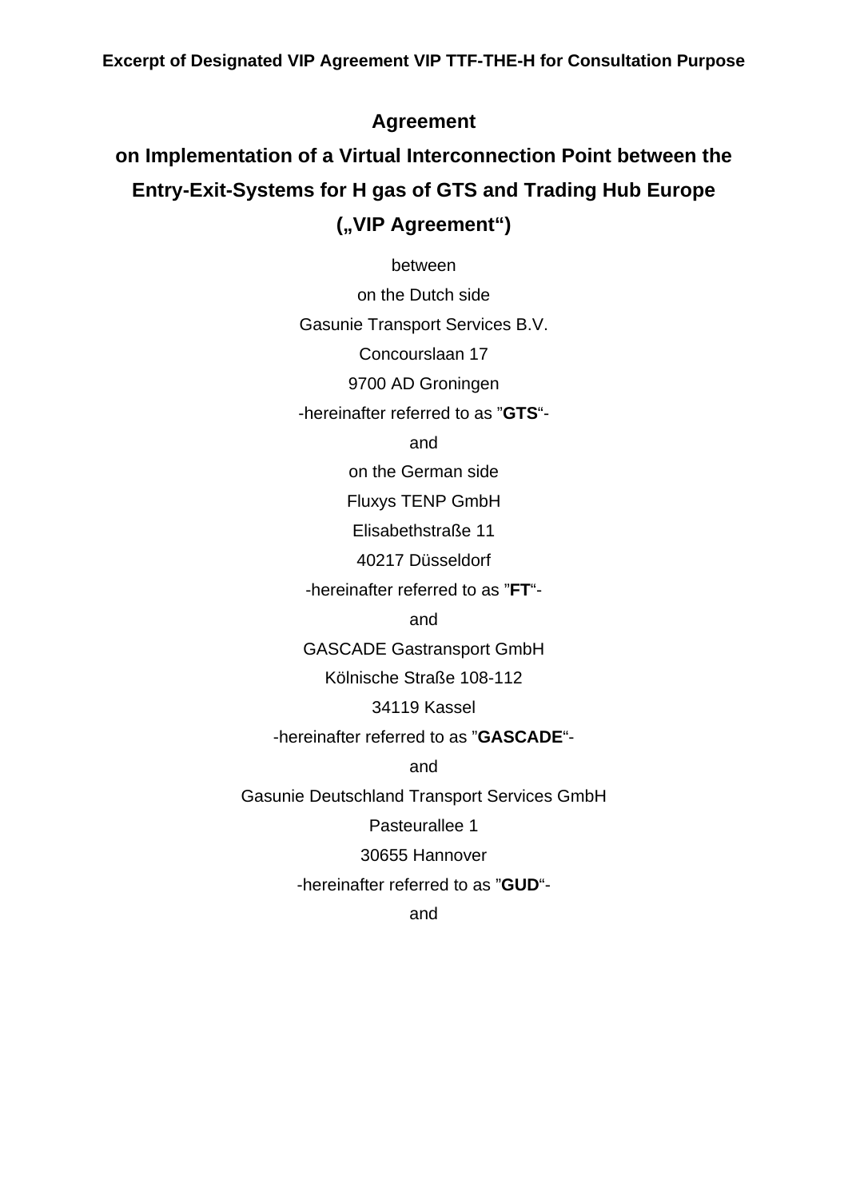**Excerpt of Designated VIP Agreement VIP TTF-THE-H for Consultation Purpose**

# Agreement
# on Implementation of a Virtual Interconnection Point between the Entry-Exit-Systems for H gas of GTS and Trading Hub Europe
# („VIP Agreement“)

between

on the Dutch side

Gasunie Transport Services B.V.

Concourslaan 17

9700 AD Groningen

-hereinafter referred to as ”**GTS**“-

and

on the German side

Fluxys TENP GmbH

Elisabethstraße 11

40217 Düsseldorf

-hereinafter referred to as ”**FT**“-

and

GASCADE Gastransport GmbH

Kölnische Straße 108-112

34119 Kassel

-hereinafter referred to as ”**GASCADE**“-

and

Gasunie Deutschland Transport Services GmbH

Pasteurallee 1

30655 Hannover

-hereinafter referred to as ”**GUD**“-

and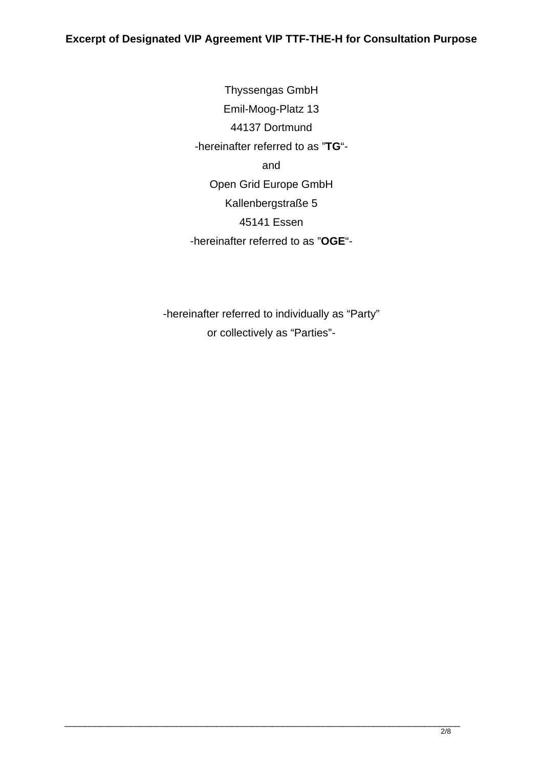Thyssengas GmbH

Emil-Moog-Platz 13

44137 Dortmund

-hereinafter referred to as ”**TG**“-

and

Open Grid Europe GmbH

Kallenbergstraße 5

45141 Essen

-hereinafter referred to as ”**OGE**“-

-hereinafter referred to individually as “Party”

or collectively as “Parties”-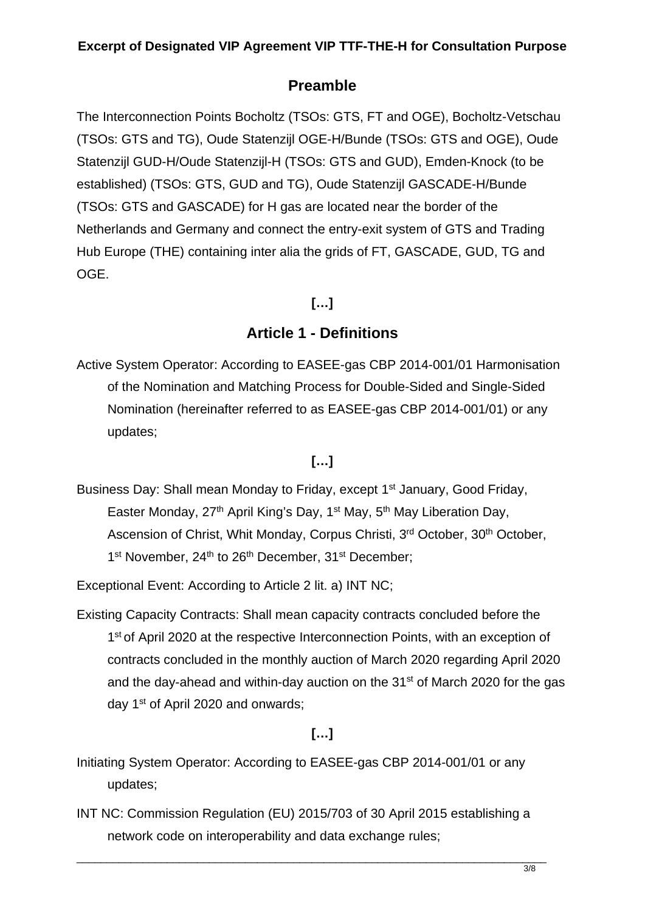**Excerpt of Designated VIP Agreement VIP TTF-THE-H for Consultation Purpose**

## Preamble

The Interconnection Points Bocholtz (TSOs: GTS, FT and OGE), Bocholtz-Vetschau (TSOs: GTS and TG), Oude Statenzijl OGE-H/Bunde (TSOs: GTS and OGE), Oude Statenzijl GUD-H/Oude Statenzijl-H (TSOs: GTS and GUD), Emden-Knock (to be established) (TSOs: GTS, GUD and TG), Oude Statenzijl GASCADE-H/Bunde (TSOs: GTS and GASCADE) for H gas are located near the border of the Netherlands and Germany and connect the entry-exit system of GTS and Trading Hub Europe (THE) containing inter alia the grids of FT, GASCADE, GUD, TG and OGE.

**[…]**

## Article 1 - Definitions

Active System Operator: According to EASEE-gas CBP 2014-001/01 Harmonisation of the Nomination and Matching Process for Double-Sided and Single-Sided Nomination (hereinafter referred to as EASEE-gas CBP 2014-001/01) or any updates;

**[…]**

Business Day: Shall mean Monday to Friday, except 1st January, Good Friday, Easter Monday, 27th April King's Day, 1st May, 5th May Liberation Day, Ascension of Christ, Whit Monday, Corpus Christi, 3rd October, 30th October, 1st November, 24th to 26th December, 31st December;

Exceptional Event: According to Article 2 lit. a) INT NC;

Existing Capacity Contracts: Shall mean capacity contracts concluded before the 1st of April 2020 at the respective Interconnection Points, with an exception of contracts concluded in the monthly auction of March 2020 regarding April 2020 and the day-ahead and within-day auction on the 31st of March 2020 for the gas day 1st of April 2020 and onwards;

**[…]**

Initiating System Operator: According to EASEE-gas CBP 2014-001/01 or any updates;

INT NC: Commission Regulation (EU) 2015/703 of 30 April 2015 establishing a network code on interoperability and data exchange rules;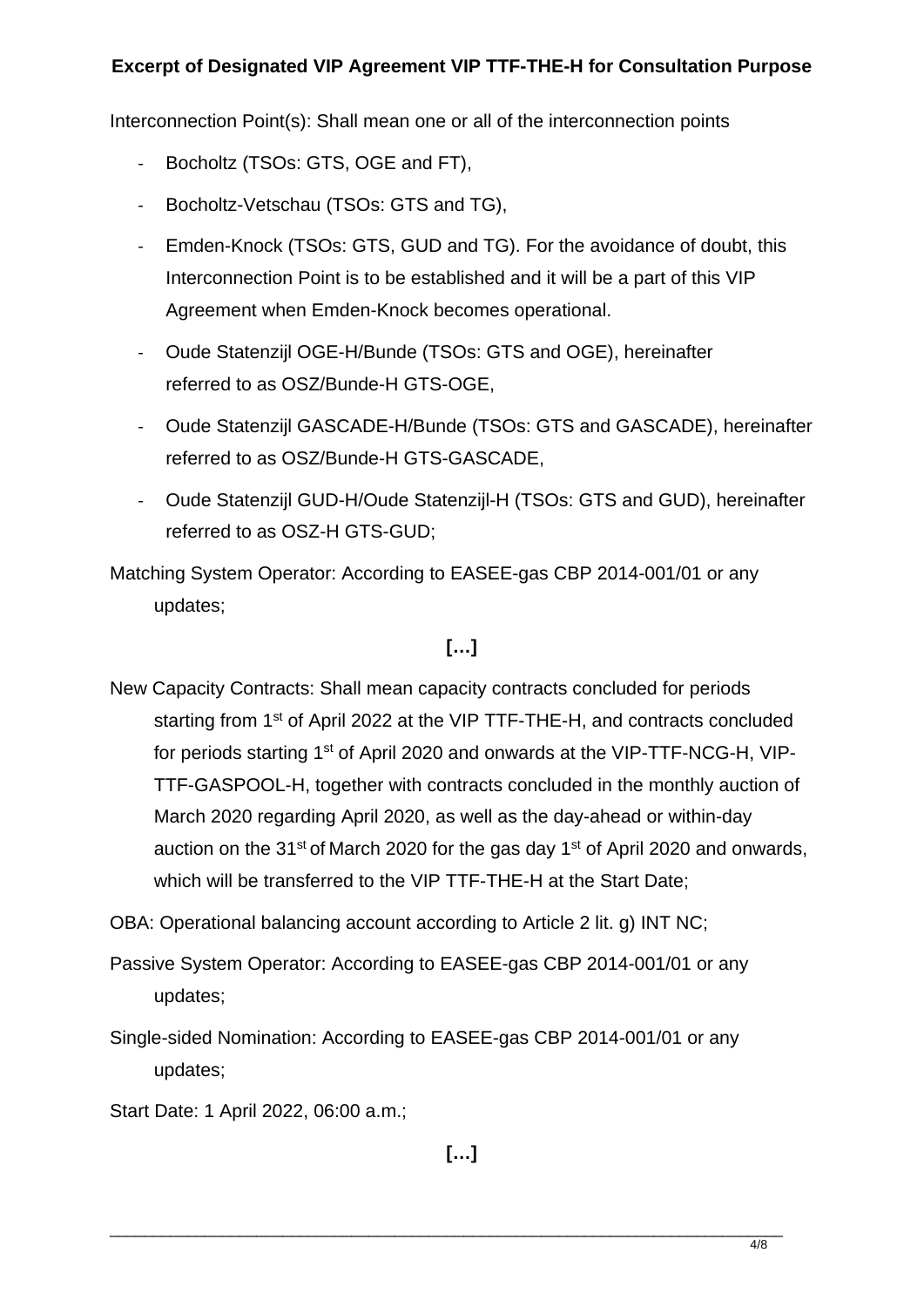Interconnection Point(s): Shall mean one or all of the interconnection points

- Bocholtz (TSOs: GTS, OGE and FT),
- Bocholtz-Vetschau (TSOs: GTS and TG),
- Emden-Knock (TSOs: GTS, GUD and TG). For the avoidance of doubt, this Interconnection Point is to be established and it will be a part of this VIP Agreement when Emden-Knock becomes operational.
- Oude Statenzijl OGE-H/Bunde (TSOs: GTS and OGE), hereinafter referred to as OSZ/Bunde-H GTS-OGE,
- Oude Statenzijl GASCADE-H/Bunde (TSOs: GTS and GASCADE), hereinafter referred to as OSZ/Bunde-H GTS-GASCADE,
- Oude Statenzijl GUD-H/Oude Statenzijl-H (TSOs: GTS and GUD), hereinafter referred to as OSZ-H GTS-GUD;

Matching System Operator: According to EASEE-gas CBP 2014-001/01 or any updates;

**[…]**

New Capacity Contracts: Shall mean capacity contracts concluded for periods starting from 1st of April 2022 at the VIP TTF-THE-H, and contracts concluded for periods starting 1st of April 2020 and onwards at the VIP-TTF-NCG-H, VIP-TTF-GASPOOL-H, together with contracts concluded in the monthly auction of March 2020 regarding April 2020, as well as the day-ahead or within-day auction on the 31st of March 2020 for the gas day 1st of April 2020 and onwards, which will be transferred to the VIP TTF-THE-H at the Start Date;

OBA: Operational balancing account according to Article 2 lit. g) INT NC;

Passive System Operator: According to EASEE-gas CBP 2014-001/01 or any updates;

Single-sided Nomination: According to EASEE-gas CBP 2014-001/01 or any updates;

Start Date: 1 April 2022, 06:00 a.m.;

**[…]**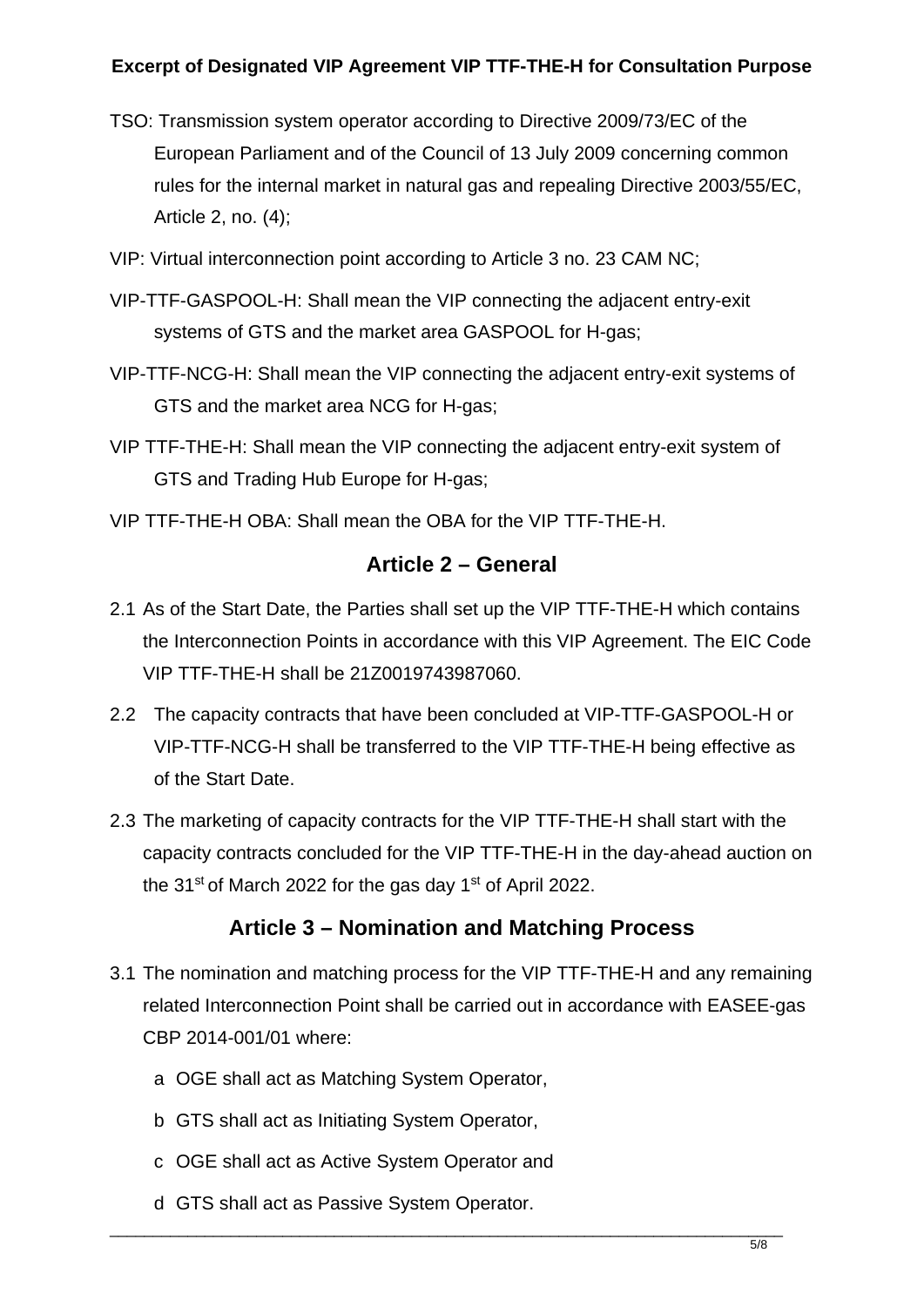TSO: Transmission system operator according to Directive 2009/73/EC of the European Parliament and of the Council of 13 July 2009 concerning common rules for the internal market in natural gas and repealing Directive 2003/55/EC, Article 2, no. (4);

VIP: Virtual interconnection point according to Article 3 no. 23 CAM NC;

VIP-TTF-GASPOOL-H: Shall mean the VIP connecting the adjacent entry-exit systems of GTS and the market area GASPOOL for H-gas;

VIP-TTF-NCG-H: Shall mean the VIP connecting the adjacent entry-exit systems of GTS and the market area NCG for H-gas;

VIP TTF-THE-H: Shall mean the VIP connecting the adjacent entry-exit system of GTS and Trading Hub Europe for H-gas;

VIP TTF-THE-H OBA: Shall mean the OBA for the VIP TTF-THE-H.

## Article 2 – General

2.1 As of the Start Date, the Parties shall set up the VIP TTF-THE-H which contains the Interconnection Points in accordance with this VIP Agreement. The EIC Code VIP TTF-THE-H shall be 21Z0019743987060.

2.2 The capacity contracts that have been concluded at VIP-TTF-GASPOOL-H or VIP-TTF-NCG-H shall be transferred to the VIP TTF-THE-H being effective as of the Start Date.

2.3 The marketing of capacity contracts for the VIP TTF-THE-H shall start with the capacity contracts concluded for the VIP TTF-THE-H in the day-ahead auction on the 31st of March 2022 for the gas day 1st of April 2022.

## Article 3 – Nomination and Matching Process

3.1 The nomination and matching process for the VIP TTF-THE-H and any remaining related Interconnection Point shall be carried out in accordance with EASEE-gas CBP 2014-001/01 where:

a OGE shall act as Matching System Operator,

b GTS shall act as Initiating System Operator,

c OGE shall act as Active System Operator and

d GTS shall act as Passive System Operator.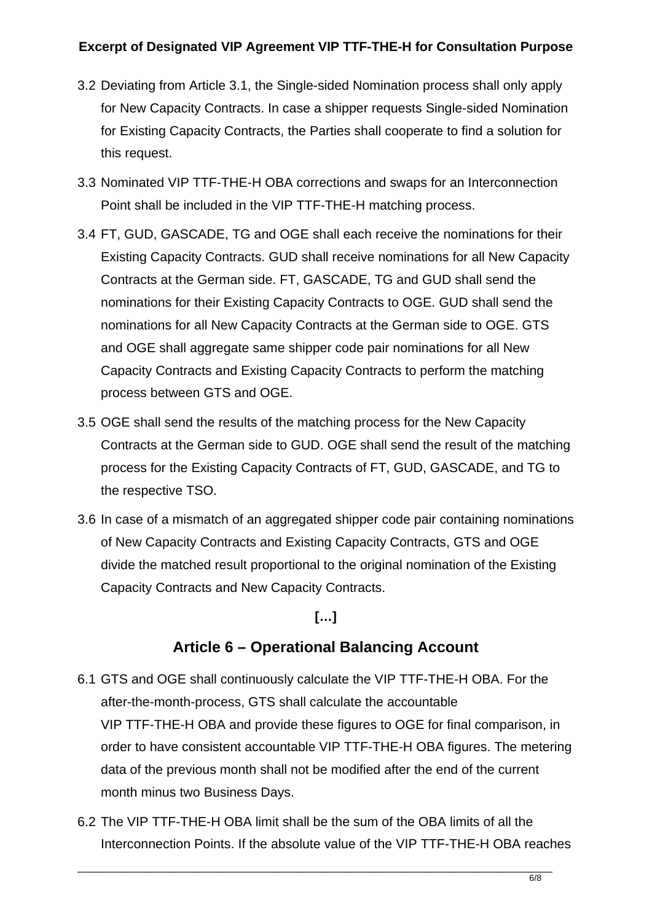3.2 Deviating from Article 3.1, the Single-sided Nomination process shall only apply for New Capacity Contracts. In case a shipper requests Single-sided Nomination for Existing Capacity Contracts, the Parties shall cooperate to find a solution for this request.

3.3 Nominated VIP TTF-THE-H OBA corrections and swaps for an Interconnection Point shall be included in the VIP TTF-THE-H matching process.

3.4 FT, GUD, GASCADE, TG and OGE shall each receive the nominations for their Existing Capacity Contracts. GUD shall receive nominations for all New Capacity Contracts at the German side. FT, GASCADE, TG and GUD shall send the nominations for their Existing Capacity Contracts to OGE. GUD shall send the nominations for all New Capacity Contracts at the German side to OGE. GTS and OGE shall aggregate same shipper code pair nominations for all New Capacity Contracts and Existing Capacity Contracts to perform the matching process between GTS and OGE.

3.5 OGE shall send the results of the matching process for the New Capacity Contracts at the German side to GUD. OGE shall send the result of the matching process for the Existing Capacity Contracts of FT, GUD, GASCADE, and TG to the respective TSO.

3.6 In case of a mismatch of an aggregated shipper code pair containing nominations of New Capacity Contracts and Existing Capacity Contracts, GTS and OGE divide the matched result proportional to the original nomination of the Existing Capacity Contracts and New Capacity Contracts.

**[…]**

## Article 6 – Operational Balancing Account

6.1 GTS and OGE shall continuously calculate the VIP TTF-THE-H OBA. For the after-the-month-process, GTS shall calculate the accountable VIP TTF-THE-H OBA and provide these figures to OGE for final comparison, in order to have consistent accountable VIP TTF-THE-H OBA figures. The metering data of the previous month shall not be modified after the end of the current month minus two Business Days.

6.2 The VIP TTF-THE-H OBA limit shall be the sum of the OBA limits of all the Interconnection Points. If the absolute value of the VIP TTF-THE-H OBA reaches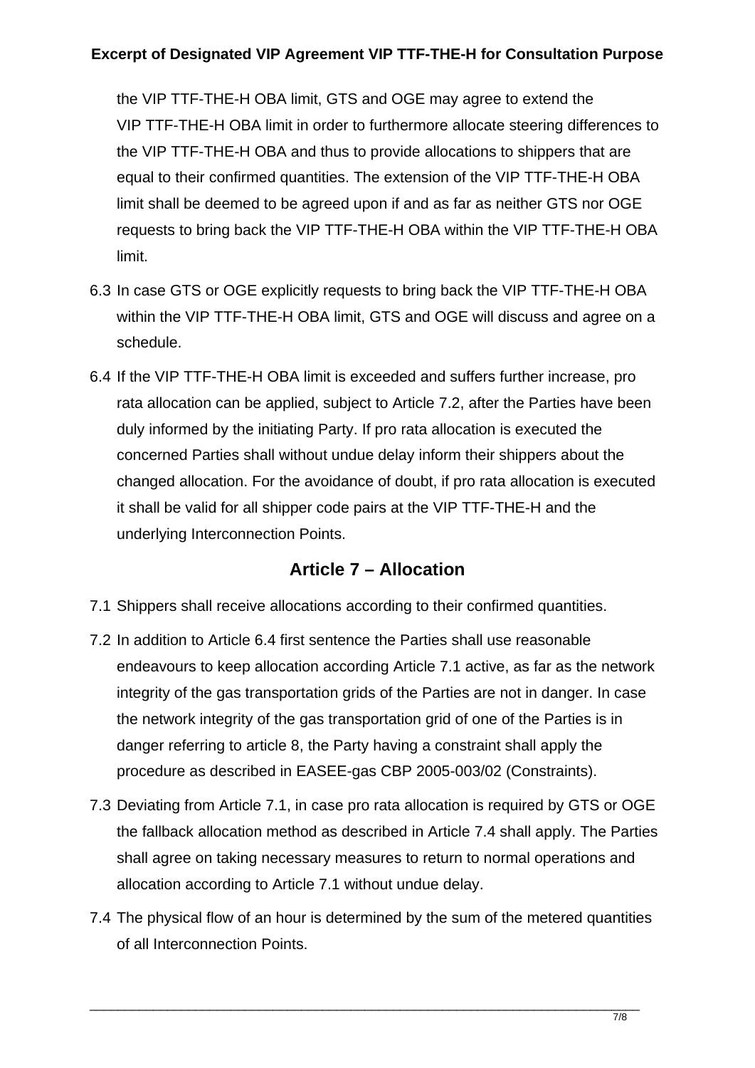the VIP TTF-THE-H OBA limit, GTS and OGE may agree to extend the VIP TTF-THE-H OBA limit in order to furthermore allocate steering differences to the VIP TTF-THE-H OBA and thus to provide allocations to shippers that are equal to their confirmed quantities. The extension of the VIP TTF-THE-H OBA limit shall be deemed to be agreed upon if and as far as neither GTS nor OGE requests to bring back the VIP TTF-THE-H OBA within the VIP TTF-THE-H OBA limit.

6.3 In case GTS or OGE explicitly requests to bring back the VIP TTF-THE-H OBA within the VIP TTF-THE-H OBA limit, GTS and OGE will discuss and agree on a schedule.

6.4 If the VIP TTF-THE-H OBA limit is exceeded and suffers further increase, pro rata allocation can be applied, subject to Article 7.2, after the Parties have been duly informed by the initiating Party. If pro rata allocation is executed the concerned Parties shall without undue delay inform their shippers about the changed allocation. For the avoidance of doubt, if pro rata allocation is executed it shall be valid for all shipper code pairs at the VIP TTF-THE-H and the underlying Interconnection Points.

## Article 7 – Allocation

7.1 Shippers shall receive allocations according to their confirmed quantities.

7.2 In addition to Article 6.4 first sentence the Parties shall use reasonable endeavours to keep allocation according Article 7.1 active, as far as the network integrity of the gas transportation grids of the Parties are not in danger. In case the network integrity of the gas transportation grid of one of the Parties is in danger referring to article 8, the Party having a constraint shall apply the procedure as described in EASEE-gas CBP 2005-003/02 (Constraints).

7.3 Deviating from Article 7.1, in case pro rata allocation is required by GTS or OGE the fallback allocation method as described in Article 7.4 shall apply. The Parties shall agree on taking necessary measures to return to normal operations and allocation according to Article 7.1 without undue delay.

7.4 The physical flow of an hour is determined by the sum of the metered quantities of all Interconnection Points.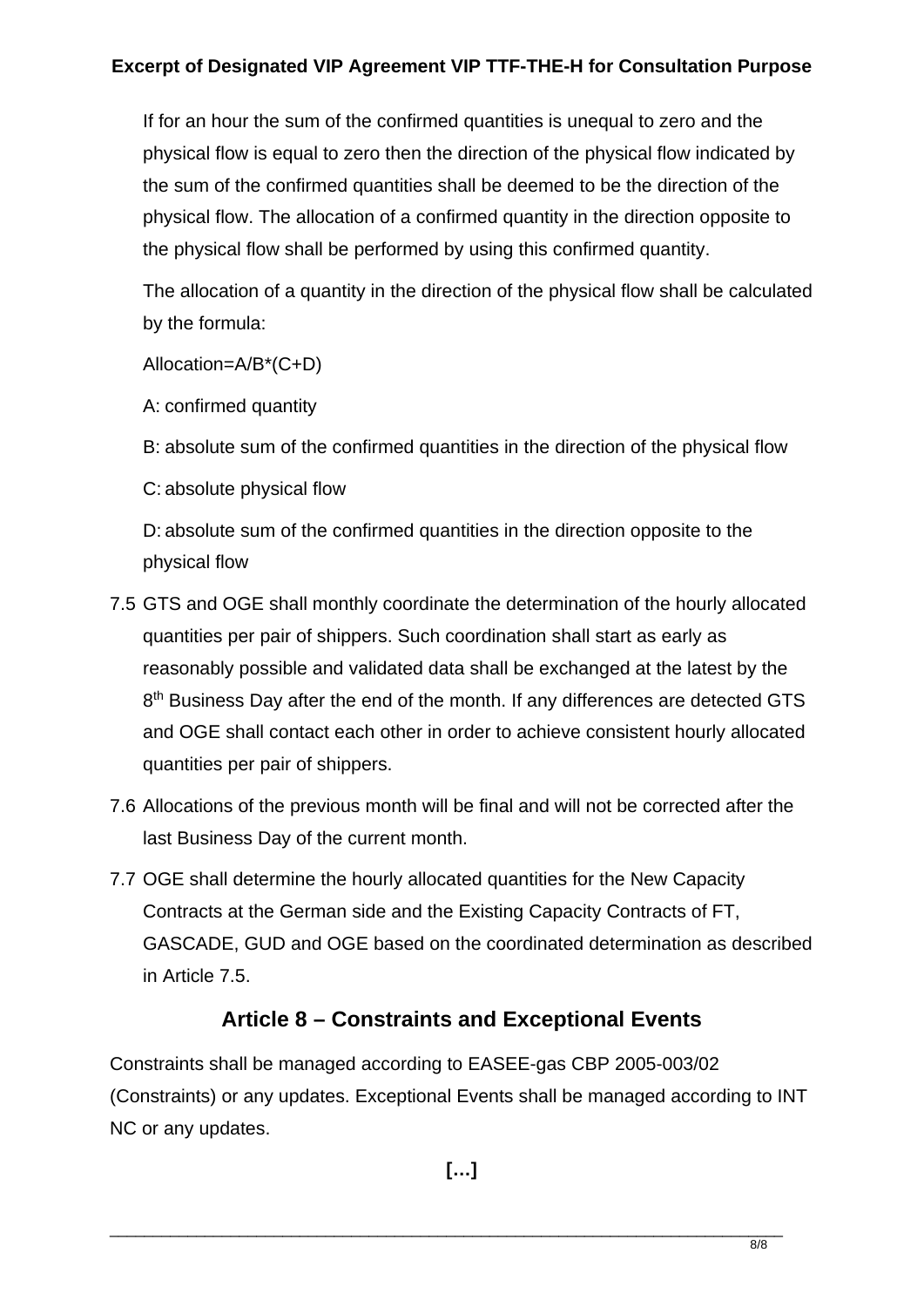If for an hour the sum of the confirmed quantities is unequal to zero and the physical flow is equal to zero then the direction of the physical flow indicated by the sum of the confirmed quantities shall be deemed to be the direction of the physical flow. The allocation of a confirmed quantity in the direction opposite to the physical flow shall be performed by using this confirmed quantity.

The allocation of a quantity in the direction of the physical flow shall be calculated by the formula:

$$Allocation = A/B*(C+D)$$

A: confirmed quantity

B: absolute sum of the confirmed quantities in the direction of the physical flow

C: absolute physical flow

D: absolute sum of the confirmed quantities in the direction opposite to the physical flow

7.5 GTS and OGE shall monthly coordinate the determination of the hourly allocated quantities per pair of shippers. Such coordination shall start as early as reasonably possible and validated data shall be exchanged at the latest by the 8th Business Day after the end of the month. If any differences are detected GTS and OGE shall contact each other in order to achieve consistent hourly allocated quantities per pair of shippers.

7.6 Allocations of the previous month will be final and will not be corrected after the last Business Day of the current month.

7.7 OGE shall determine the hourly allocated quantities for the New Capacity Contracts at the German side and the Existing Capacity Contracts of FT, GASCADE, GUD and OGE based on the coordinated determination as described in Article 7.5.

## Article 8 – Constraints and Exceptional Events

Constraints shall be managed according to EASEE-gas CBP 2005-003/02 (Constraints) or any updates. Exceptional Events shall be managed according to INT NC or any updates.

**[…]**